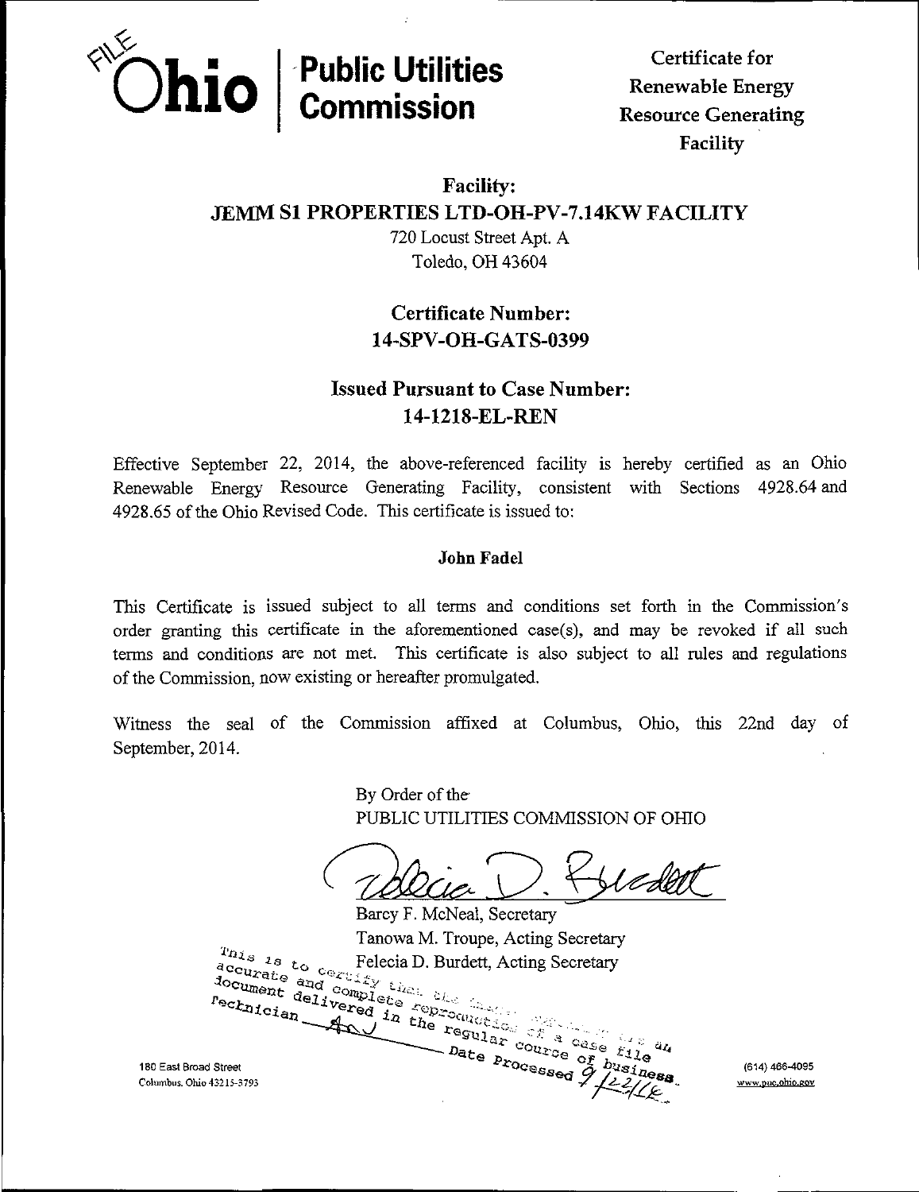FILE

**Ohio | Public Utilities Commission**

**Certificate for Renewable Energy Resource Generating Facility**

## Facility:
## JEMM S1 PROPERTIES LTD-OH-PV-7.14KW FACILITY

720 Locust Street Apt. A
Toledo, OH 43604

## Certificate Number:
## 14-SPV-OH-GATS-0399

## Issued Pursuant to Case Number:
## 14-1218-EL-REN

Effective September 22, 2014, the above-referenced facility is hereby certified as an Ohio Renewable Energy Resource Generating Facility, consistent with Sections 4928.64 and 4928.65 of the Ohio Revised Code. This certificate is issued to:

**John Fadel**

This Certificate is issued subject to all terms and conditions set forth in the Commission's order granting this certificate in the aforementioned case(s), and may be revoked if all such terms and conditions are not met. This certificate is also subject to all rules and regulations of the Commission, now existing or hereafter promulgated.

Witness the seal of the Commission affixed at Columbus, Ohio, this 22nd day of September, 2014.

By Order of the
PUBLIC UTILITIES COMMISSION OF OHIO

Barcy F. McNeal, Secretary
Tanowa M. Troupe, Acting Secretary
Felecia D. Burdett, Acting Secretary

This is to certify that the images appearing are an accurate and complete reproduction of a case file document delivered in the regular course of business. Technician ___ Date Processed 9/22/14

180 East Broad Street
Columbus, Ohio 43215-3793

(614) 466-4095
www.puc.ohio.gov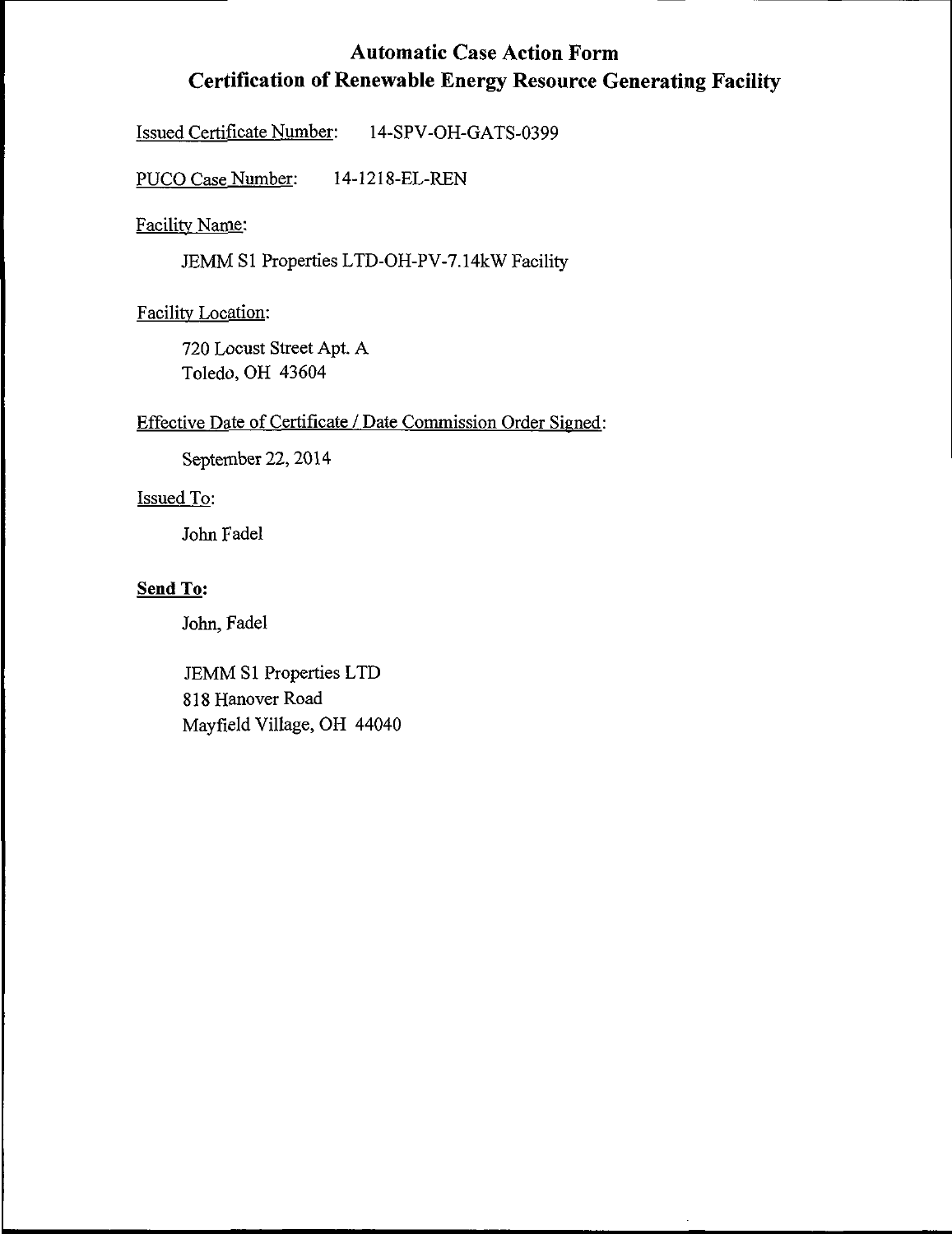# Automatic Case Action Form
## Certification of Renewable Energy Resource Generating Facility

Issued Certificate Number: 14-SPV-OH-GATS-0399

PUCO Case Number: 14-1218-EL-REN

Facility Name:

JEMM S1 Properties LTD-OH-PV-7.14kW Facility

Facility Location:

720 Locust Street Apt. A
Toledo, OH 43604

Effective Date of Certificate / Date Commission Order Signed:

September 22, 2014

Issued To:

John Fadel

**Send To:**

John, Fadel

JEMM S1 Properties LTD
818 Hanover Road
Mayfield Village, OH 44040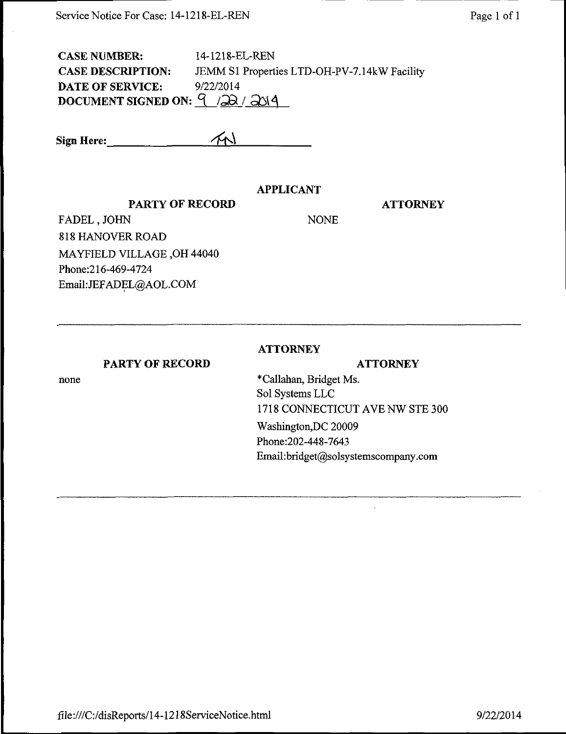**CASE NUMBER:** 14-1218-EL-REN
**CASE DESCRIPTION:** JEMM S1 Properties LTD-OH-PV-7.14kW Facility
**DATE OF SERVICE:** 9/22/2014
**DOCUMENT SIGNED ON:** 9 /22 / 2014

**Sign Here:** TM

**APPLICANT**

| PARTY OF RECORD | ATTORNEY |
|---|---|
| FADEL , JOHN<br>818 HANOVER ROAD<br>MAYFIELD VILLAGE ,OH 44040<br>Phone:216-469-4724<br>Email:JEFADEL@AOL.COM | NONE |

---

**ATTORNEY**

| PARTY OF RECORD | ATTORNEY |
|---|---|
| none | *Callahan, Bridget Ms.<br>Sol Systems LLC<br>1718 CONNECTICUT AVE NW STE 300<br>Washington,DC 20009<br>Phone:202-448-7643<br>Email:bridget@solsystemscompany.com |

---